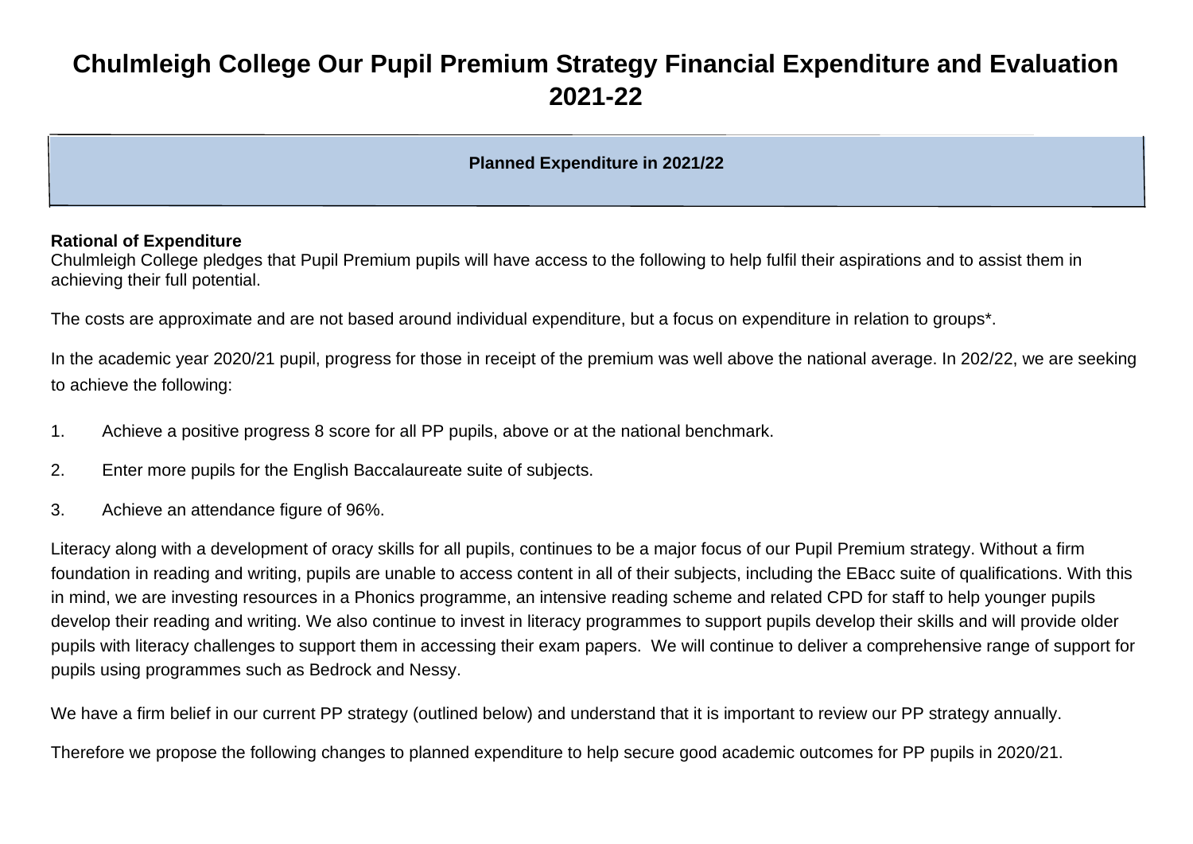# Chulmleigh College Our Pupil Premium Strategy Financial Expenditure and Evaluation 2021-22

## Planned Expenditure in 2021/22

**Rational of Expenditure**
Chulmleigh College pledges that Pupil Premium pupils will have access to the following to help fulfil their aspirations and to assist them in achieving their full potential.

The costs are approximate and are not based around individual expenditure, but a focus on expenditure in relation to groups*.

In the academic year 2020/21 pupil, progress for those in receipt of the premium was well above the national average. In 202/22, we are seeking to achieve the following:

1. Achieve a positive progress 8 score for all PP pupils, above or at the national benchmark.
2. Enter more pupils for the English Baccalaureate suite of subjects.
3. Achieve an attendance figure of 96%.

Literacy along with a development of oracy skills for all pupils, continues to be a major focus of our Pupil Premium strategy. Without a firm foundation in reading and writing, pupils are unable to access content in all of their subjects, including the EBacc suite of qualifications. With this in mind, we are investing resources in a Phonics programme, an intensive reading scheme and related CPD for staff to help younger pupils develop their reading and writing. We also continue to invest in literacy programmes to support pupils develop their skills and will provide older pupils with literacy challenges to support them in accessing their exam papers. We will continue to deliver a comprehensive range of support for pupils using programmes such as Bedrock and Nessy.

We have a firm belief in our current PP strategy (outlined below) and understand that it is important to review our PP strategy annually.

Therefore we propose the following changes to planned expenditure to help secure good academic outcomes for PP pupils in 2020/21.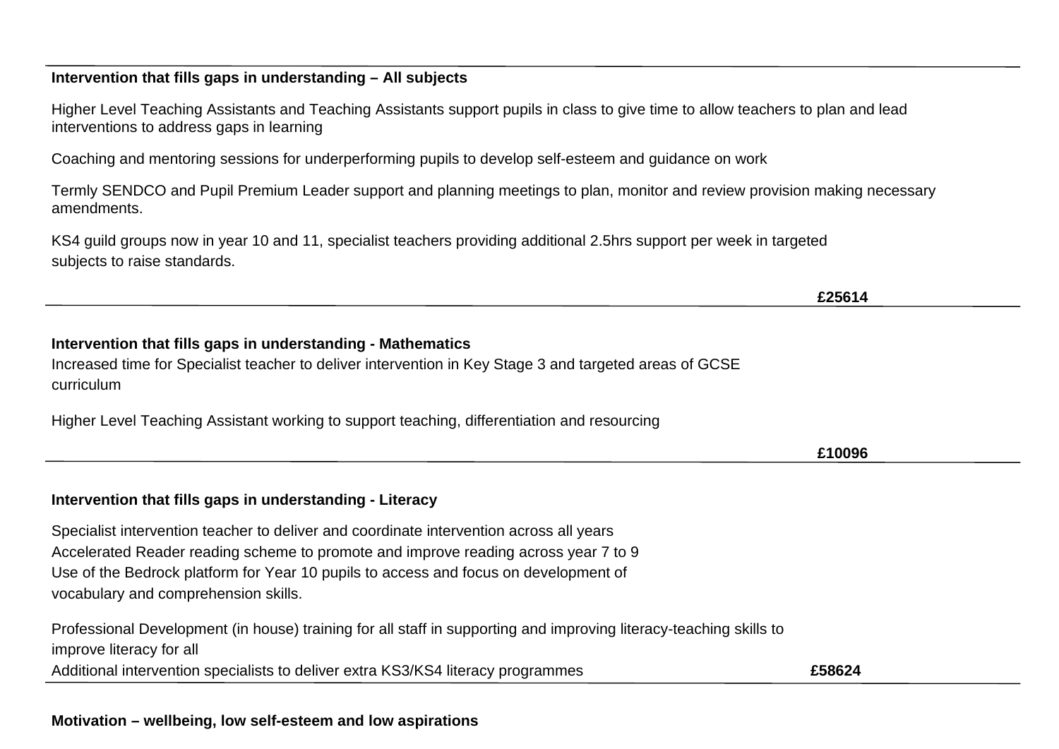**Intervention that fills gaps in understanding – All subjects**

Higher Level Teaching Assistants and Teaching Assistants support pupils in class to give time to allow teachers to plan and lead interventions to address gaps in learning

Coaching and mentoring sessions for underperforming pupils to develop self-esteem and guidance on work

Termly SENDCO and Pupil Premium Leader support and planning meetings to plan, monitor and review provision making necessary amendments.

KS4 guild groups now in year 10 and 11, specialist teachers providing additional 2.5hrs support per week in targeted subjects to raise standards.

**£25614**

---

**Intervention that fills gaps in understanding - Mathematics**

Increased time for Specialist teacher to deliver intervention in Key Stage 3 and targeted areas of GCSE curriculum

Higher Level Teaching Assistant working to support teaching, differentiation and resourcing

**£10096**

---

**Intervention that fills gaps in understanding - Literacy**

Specialist intervention teacher to deliver and coordinate intervention across all years
Accelerated Reader reading scheme to promote and improve reading across year 7 to 9
Use of the Bedrock platform for Year 10 pupils to access and focus on development of vocabulary and comprehension skills.

Professional Development (in house) training for all staff in supporting and improving literacy-teaching skills to improve literacy for all
Additional intervention specialists to deliver extra KS3/KS4 literacy programmes

**£58624**

---

**Motivation – wellbeing, low self-esteem and low aspirations**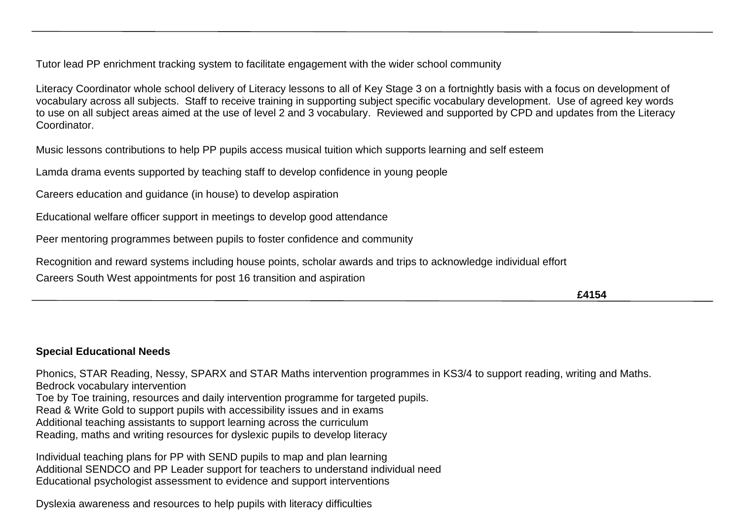Tutor lead PP enrichment tracking system to facilitate engagement with the wider school community

Literacy Coordinator whole school delivery of Literacy lessons to all of Key Stage 3 on a fortnightly basis with a focus on development of vocabulary across all subjects. Staff to receive training in supporting subject specific vocabulary development. Use of agreed key words to use on all subject areas aimed at the use of level 2 and 3 vocabulary. Reviewed and supported by CPD and updates from the Literacy Coordinator.

Music lessons contributions to help PP pupils access musical tuition which supports learning and self esteem

Lamda drama events supported by teaching staff to develop confidence in young people

Careers education and guidance (in house) to develop aspiration

Educational welfare officer support in meetings to develop good attendance

Peer mentoring programmes between pupils to foster confidence and community

Recognition and reward systems including house points, scholar awards and trips to acknowledge individual effort

Careers South West appointments for post 16 transition and aspiration

**£4154**

---

**Special Educational Needs**

Phonics, STAR Reading, Nessy, SPARX and STAR Maths intervention programmes in KS3/4 to support reading, writing and Maths.
Bedrock vocabulary intervention
Toe by Toe training, resources and daily intervention programme for targeted pupils.
Read & Write Gold to support pupils with accessibility issues and in exams
Additional teaching assistants to support learning across the curriculum
Reading, maths and writing resources for dyslexic pupils to develop literacy

Individual teaching plans for PP with SEND pupils to map and plan learning
Additional SENDCO and PP Leader support for teachers to understand individual need
Educational psychologist assessment to evidence and support interventions

Dyslexia awareness and resources to help pupils with literacy difficulties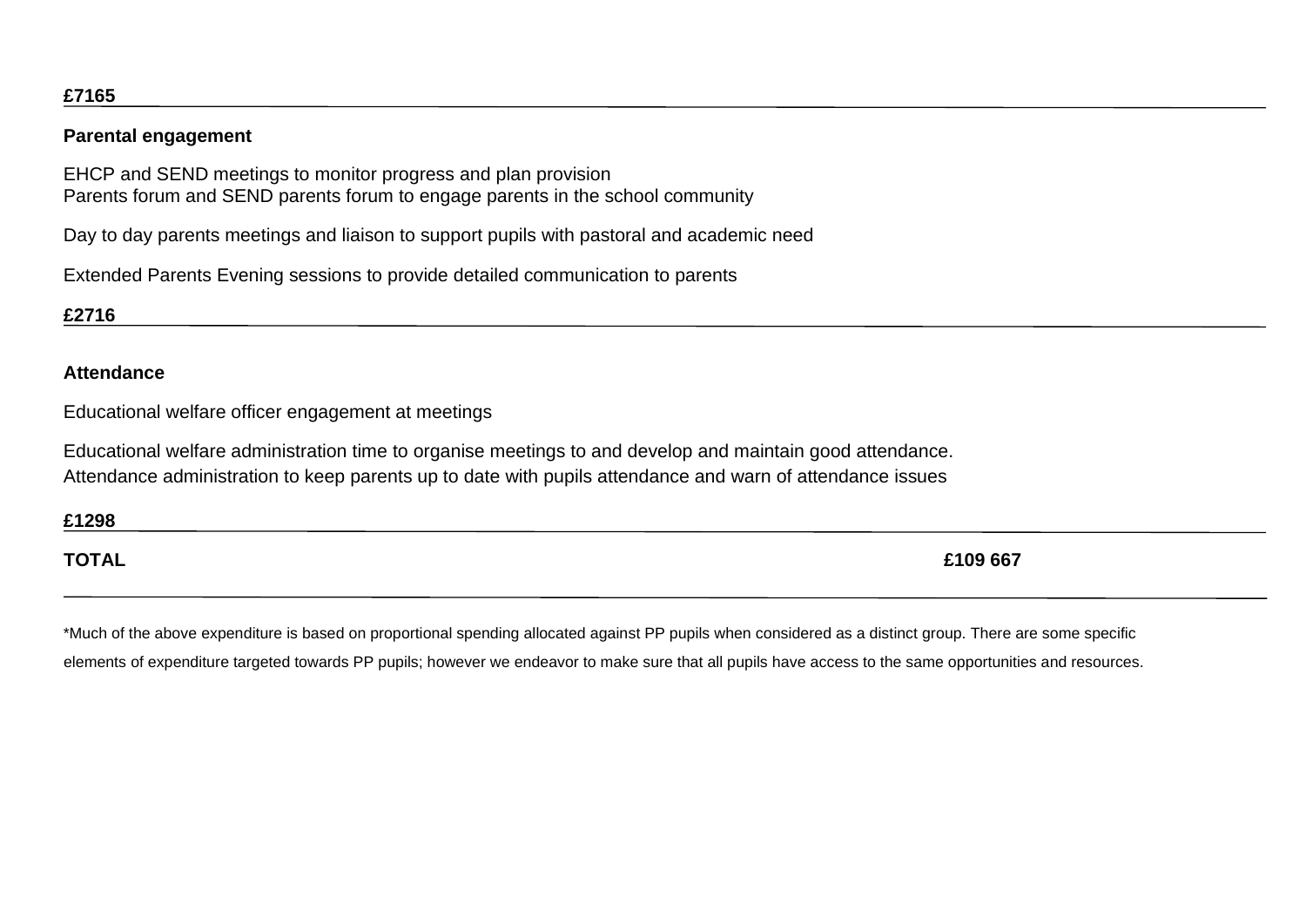**£7165**

---

**Parental engagement**

EHCP and SEND meetings to monitor progress and plan provision
Parents forum and SEND parents forum to engage parents in the school community

Day to day parents meetings and liaison to support pupils with pastoral and academic need

Extended Parents Evening sessions to provide detailed communication to parents

**£2716**

---

**Attendance**

Educational welfare officer engagement at meetings

Educational welfare administration time to organise meetings to and develop and maintain good attendance.
Attendance administration to keep parents up to date with pupils attendance and warn of attendance issues

**£1298**

---

**TOTAL** **£109 667**

---

*Much of the above expenditure is based on proportional spending allocated against PP pupils when considered as a distinct group. There are some specific elements of expenditure targeted towards PP pupils; however we endeavor to make sure that all pupils have access to the same opportunities and resources.